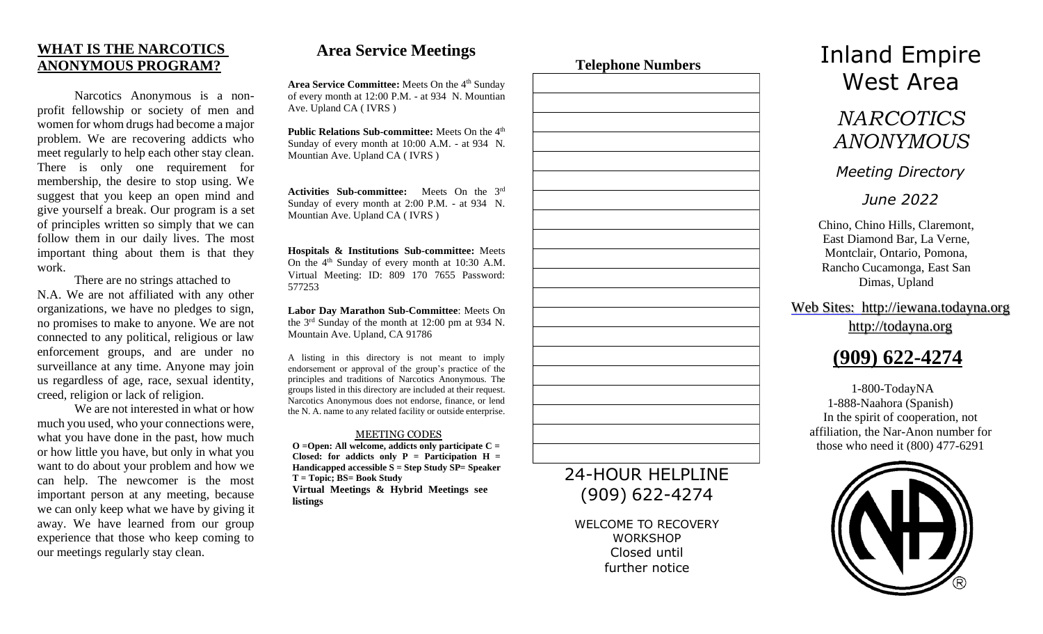## WHAT IS THE NARCOTICS ANONYMOUS PROGRAM?

Narcotics Anonymous is a non-profit fellowship or society of men and women for whom drugs had become a major problem. We are recovering addicts who meet regularly to help each other stay clean. There is only one requirement for membership, the desire to stop using. We suggest that you keep an open mind and give yourself a break. Our program is a set of principles written so simply that we can follow them in our daily lives. The most important thing about them is that they work.

There are no strings attached to N.A. We are not affiliated with any other organizations, we have no pledges to sign, no promises to make to anyone. We are not connected to any political, religious or law enforcement groups, and are under no surveillance at any time. Anyone may join us regardless of age, race, sexual identity, creed, religion or lack of religion.

We are not interested in what or how much you used, who your connections were, what you have done in the past, how much or how little you have, but only in what you want to do about your problem and how we can help. The newcomer is the most important person at any meeting, because we can only keep what we have by giving it away. We have learned from our group experience that those who keep coming to our meetings regularly stay clean.

## Area Service Meetings

**Area Service Committee:** Meets On the 4th Sunday of every month at 12:00 P.M. - at 934 N. Mountian Ave. Upland CA ( IVRS )

**Public Relations Sub-committee:** Meets On the 4th Sunday of every month at 10:00 A.M. - at 934 N. Mountian Ave. Upland CA ( IVRS )

**Activities Sub-committee:** Meets On the 3rd Sunday of every month at 2:00 P.M. - at 934 N. Mountian Ave. Upland CA ( IVRS )

**Hospitals & Institutions Sub-committee:** Meets On the 4th Sunday of every month at 10:30 A.M. Virtual Meeting: ID: 809 170 7655 Password: 577253

**Labor Day Marathon Sub-Committee**: Meets On the 3rd Sunday of the month at 12:00 pm at 934 N. Mountain Ave. Upland, CA 91786

A listing in this directory is not meant to imply endorsement or approval of the group's practice of the principles and traditions of Narcotics Anonymous. The groups listed in this directory are included at their request. Narcotics Anonymous does not endorse, finance, or lend the N. A. name to any related facility or outside enterprise.

MEETING CODES

**O =Open: All welcome, addicts only participate C = Closed: for addicts only P = Participation H = Handicapped accessible S = Step Study SP= Speaker T = Topic; BS= Book Study**

**Virtual Meetings & Hybrid Meetings see listings**

## Telephone Numbers

| |
|---|
| |
| |
| |
| |
| |
| |
| |
| |
| |
| |
| |
| |
| |
| |
| |
| |
| |
| |
| |

24-HOUR HELPLINE
(909) 622-4274

WELCOME TO RECOVERY WORKSHOP
Closed until further notice

# Inland Empire West Area

## *NARCOTICS ANONYMOUS*

*Meeting Directory*

*June 2022*

Chino, Chino Hills, Claremont, East Diamond Bar, La Verne, Montclair, Ontario, Pomona, Rancho Cucamonga, East San Dimas, Upland

Web Sites: http://iewana.todayna.org
http://todayna.org

## (909) 622-4274

1-800-TodayNA
1-888-Naahora (Spanish)
In the spirit of cooperation, not affiliation, the Nar-Anon number for those who need it (800) 477-6291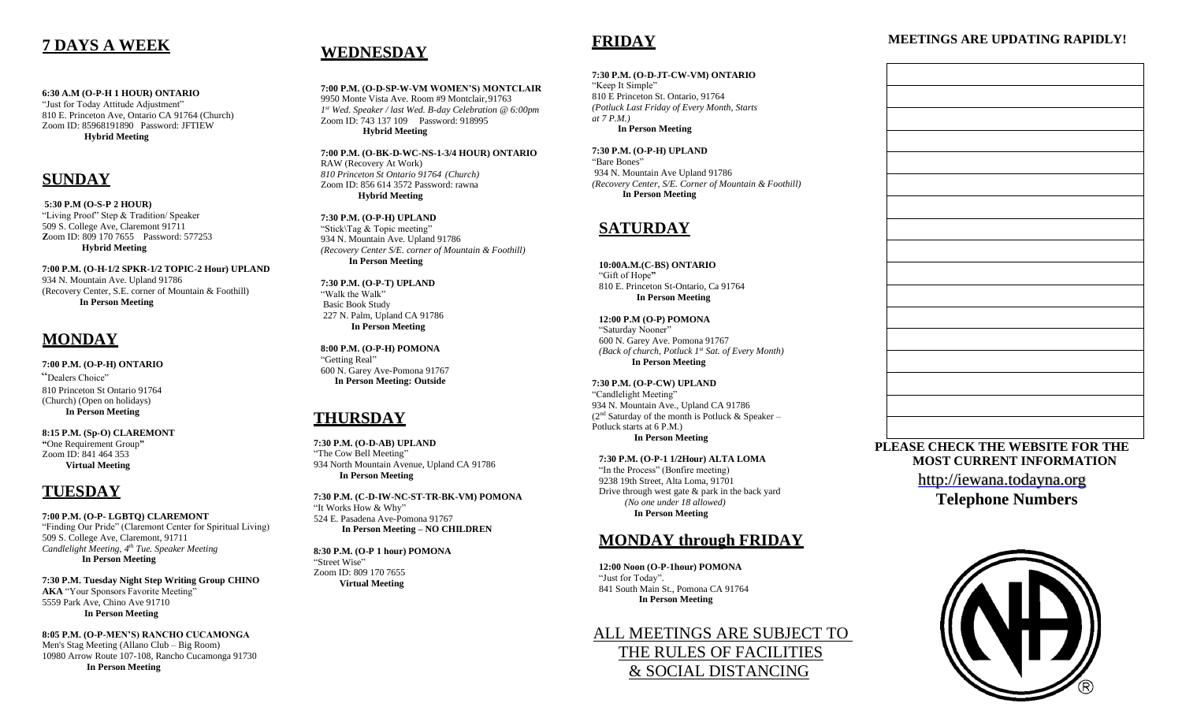## 7 DAYS A WEEK

**6:30 A.M (O-P-H 1 HOUR) ONTARIO**
"Just for Today Attitude Adjustment"
810 E. Princeton Ave, Ontario CA 91764 (Church)
Zoom ID: 85968191890 Password: JFTIEW
**Hybrid Meeting**

## SUNDAY

**5:30 P.M (O-S-P 2 HOUR)**
"Living Proof" Step & Tradition/ Speaker
509 S. College Ave, Claremont 91711
**Z**oom ID: 809 170 7655 Password: 577253
**Hybrid Meeting**

**7:00 P.M. (O-H-1/2 SPKR-1/2 TOPIC-2 Hour) UPLAND**
934 N. Mountain Ave. Upland 91786
(Recovery Center, S.E. corner of Mountain & Foothill)
**In Person Meeting**

## MONDAY

**7:00 P.M. (O-P-H) ONTARIO**
"Dealers Choice"
810 Princeton St Ontario 91764
(Church) (Open on holidays)
**In Person Meeting**

**8:15 P.M. (Sp-O) CLAREMONT**
"One Requirement Group"
Zoom ID: 841 464 353
**Virtual Meeting**

## TUESDAY

**7:00 P.M. (O-P- LGBTQ) CLAREMONT**
"Finding Our Pride" (Claremont Center for Spiritual Living)
509 S. College Ave, Claremont, 91711
*Candlelight Meeting, 4th Tue. Speaker Meeting*
**In Person Meeting**

**7:30 P.M. Tuesday Night Step Writing Group CHINO**
**AKA** "Your Sponsors Favorite Meeting"
5559 Park Ave, Chino Ave 91710
**In Person Meeting**

**8:05 P.M. (O-P-MEN'S) RANCHO CUCAMONGA**
Men's Stag Meeting (Allano Club – Big Room)
10980 Arrow Route 107-108, Rancho Cucamonga 91730
**In Person Meeting**

## WEDNESDAY

**7:00 P.M. (O-D-SP-W-VM WOMEN'S) MONTCLAIR**
9950 Monte Vista Ave. Room #9 Montclair,91763
*1st Wed. Speaker / last Wed. B-day Celebration @ 6:00pm*
Zoom ID: 743 137 109 Password: 918995
**Hybrid Meeting**

**7:00 P.M. (O-BK-D-WC-NS-1-3/4 HOUR) ONTARIO**
RAW (Recovery At Work)
*810 Princeton St Ontario 91764 (Church)*
Zoom ID: 856 614 3572 Password: rawna
**Hybrid Meeting**

**7:30 P.M. (O-P-H) UPLAND**
"Stick\Tag & Topic meeting"
934 N. Mountain Ave. Upland 91786
*(Recovery Center S/E. corner of Mountain & Foothill)*
**In Person Meeting**

**7:30 P.M. (O-P-T) UPLAND**
"Walk the Walk"
Basic Book Study
227 N. Palm, Upland CA 91786
**In Person Meeting**

**8:00 P.M. (O-P-H) POMONA**
"Getting Real"
600 N. Garey Ave-Pomona 91767
**In Person Meeting: Outside**

## THURSDAY

**7:30 P.M. (O-D-AB) UPLAND**
"The Cow Bell Meeting"
934 North Mountain Avenue, Upland CA 91786
**In Person Meeting**

**7:30 P.M. (C-D-IW-NC-ST-TR-BK-VM) POMONA**
"It Works How & Why"
524 E. Pasadena Ave-Pomona 91767
**In Person Meeting – NO CHILDREN**

**8:30 P.M. (O-P 1 hour) POMONA**
"Street Wise"
Zoom ID: 809 170 7655
**Virtual Meeting**

## FRIDAY

**7:30 P.M. (O-D-JT-CW-VM) ONTARIO**
"Keep It Simple"
810 E Princeton St. Ontario, 91764
*(Potluck Last Friday of Every Month, Starts at 7 P.M.)*
**In Person Meeting**

**7:30 P.M. (O-P-H) UPLAND**
"Bare Bones"
934 N. Mountain Ave Upland 91786
*(Recovery Center, S/E. Corner of Mountain & Foothill)*
**In Person Meeting**

## SATURDAY

**10:00A.M.(C-BS) ONTARIO**
"Gift of Hope"
810 E. Princeton St-Ontario, Ca 91764
**In Person Meeting**

**12:00 P.M (O-P) POMONA**
"Saturday Nooner"
600 N. Garey Ave. Pomona 91767
*(Back of church, Potluck 1st Sat. of Every Month)*
**In Person Meeting**

**7:30 P.M. (O-P-CW) UPLAND**
"Candlelight Meeting"
934 N. Mountain Ave., Upland CA 91786
(2nd Saturday of the month is Potluck & Speaker – Potluck starts at 6 P.M.)
**In Person Meeting**

**7:30 P.M. (O-P-1 1/2Hour) ALTA LOMA**
"In the Process" (Bonfire meeting)
9238 19th Street, Alta Loma, 91701
Drive through west gate & park in the back yard
*(No one under 18 allowed)*
**In Person Meeting**

## MONDAY through FRIDAY

**12:00 Noon (O-P-1hour) POMONA**
"Just for Today".
841 South Main St., Pomona CA 91764
**In Person Meeting**

ALL MEETINGS ARE SUBJECT TO THE RULES OF FACILITIES & SOCIAL DISTANCING

**MEETINGS ARE UPDATING RAPIDLY!**

| |
|---|
| |
| |
| |
| |
| |
| |
| |
| |
| |
| |
| |
| |
| |
| |
| |
| |

**PLEASE CHECK THE WEBSITE FOR THE MOST CURRENT INFORMATION**

http://iewana.todayna.org

**Telephone Numbers**